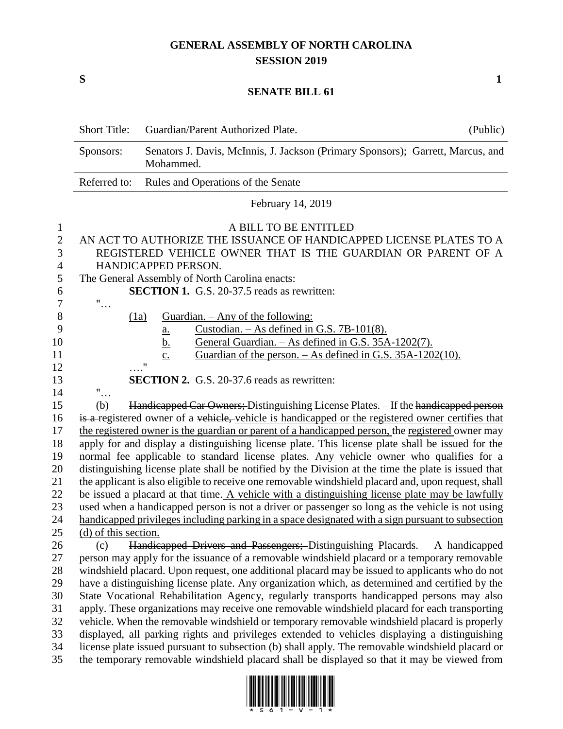# GENERAL ASSEMBLY OF NORTH CAROLINA
## SESSION 2019

**S** **1**

## SENATE BILL 61

| Short Title: | Guardian/Parent Authorized Plate. | (Public) |
|---|---|---|
| Sponsors: | Senators J. Davis, McInnis, J. Jackson (Primary Sponsors); Garrett, Marcus, and Mohammed. | |
| Referred to: | Rules and Operations of the Senate | |

February 14, 2019

A BILL TO BE ENTITLED

AN ACT TO AUTHORIZE THE ISSUANCE OF HANDICAPPED LICENSE PLATES TO A REGISTERED VEHICLE OWNER THAT IS THE GUARDIAN OR PARENT OF A HANDICAPPED PERSON.

The General Assembly of North Carolina enacts:

**SECTION 1.** G.S. 20-37.5 reads as rewritten:

"…

(1a) Guardian. – Any of the following:

a. Custodian. – As defined in G.S. 7B-101(8).

b. General Guardian. – As defined in G.S. 35A-1202(7).

c. Guardian of the person. – As defined in G.S. 35A-1202(10).

…."

**SECTION 2.** G.S. 20-37.6 reads as rewritten:

"…

(b) ~~Handicapped Car Owners;~~ Distinguishing License Plates. – If the ~~handicapped person is a~~ registered owner of a ~~vehicle,~~ vehicle is handicapped or the registered owner certifies that the registered owner is the guardian or parent of a handicapped person, the registered owner may apply for and display a distinguishing license plate. This license plate shall be issued for the normal fee applicable to standard license plates. Any vehicle owner who qualifies for a distinguishing license plate shall be notified by the Division at the time the plate is issued that the applicant is also eligible to receive one removable windshield placard and, upon request, shall be issued a placard at that time. A vehicle with a distinguishing license plate may be lawfully used when a handicapped person is not a driver or passenger so long as the vehicle is not using handicapped privileges including parking in a space designated with a sign pursuant to subsection (d) of this section.

(c) ~~Handicapped Drivers and Passengers;~~ Distinguishing Placards. – A handicapped person may apply for the issuance of a removable windshield placard or a temporary removable windshield placard. Upon request, one additional placard may be issued to applicants who do not have a distinguishing license plate. Any organization which, as determined and certified by the State Vocational Rehabilitation Agency, regularly transports handicapped persons may also apply. These organizations may receive one removable windshield placard for each transporting vehicle. When the removable windshield or temporary removable windshield placard is properly displayed, all parking rights and privileges extended to vehicles displaying a distinguishing license plate issued pursuant to subsection (b) shall apply. The removable windshield placard or the temporary removable windshield placard shall be displayed so that it may be viewed from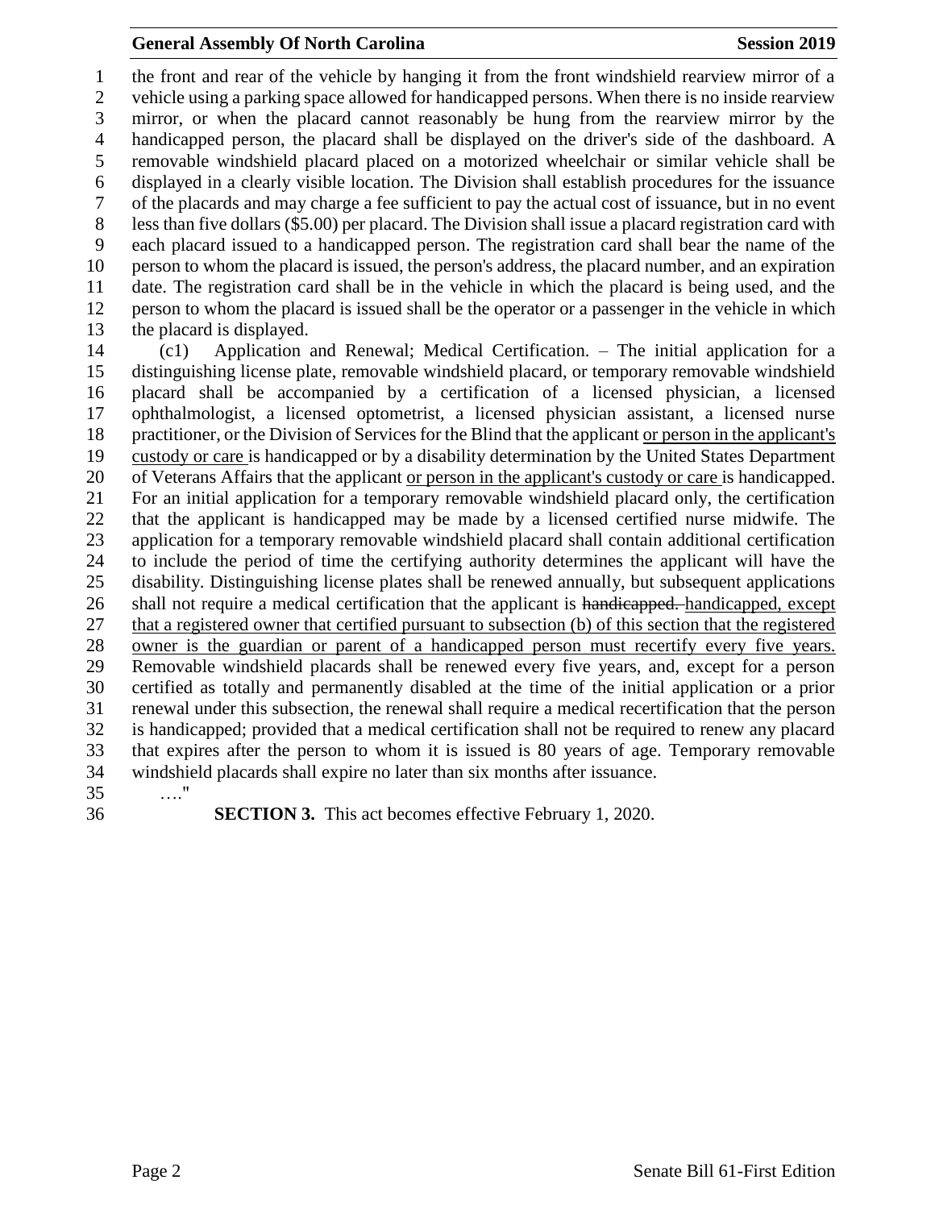the front and rear of the vehicle by hanging it from the front windshield rearview mirror of a vehicle using a parking space allowed for handicapped persons. When there is no inside rearview mirror, or when the placard cannot reasonably be hung from the rearview mirror by the handicapped person, the placard shall be displayed on the driver's side of the dashboard. A removable windshield placard placed on a motorized wheelchair or similar vehicle shall be displayed in a clearly visible location. The Division shall establish procedures for the issuance of the placards and may charge a fee sufficient to pay the actual cost of issuance, but in no event less than five dollars ($5.00) per placard. The Division shall issue a placard registration card with each placard issued to a handicapped person. The registration card shall bear the name of the person to whom the placard is issued, the person's address, the placard number, and an expiration date. The registration card shall be in the vehicle in which the placard is being used, and the person to whom the placard is issued shall be the operator or a passenger in the vehicle in which the placard is displayed.

(c1) Application and Renewal; Medical Certification. – The initial application for a distinguishing license plate, removable windshield placard, or temporary removable windshield placard shall be accompanied by a certification of a licensed physician, a licensed ophthalmologist, a licensed optometrist, a licensed physician assistant, a licensed nurse practitioner, or the Division of Services for the Blind that the applicant <u>or person in the applicant's custody or care</u> is handicapped or by a disability determination by the United States Department of Veterans Affairs that the applicant <u>or person in the applicant's custody or care</u> is handicapped. For an initial application for a temporary removable windshield placard only, the certification that the applicant is handicapped may be made by a licensed certified nurse midwife. The application for a temporary removable windshield placard shall contain additional certification to include the period of time the certifying authority determines the applicant will have the disability. Distinguishing license plates shall be renewed annually, but subsequent applications shall not require a medical certification that the applicant is ~~handicapped.~~ <u>handicapped, except that a registered owner that certified pursuant to subsection (b) of this section that the registered owner is the guardian or parent of a handicapped person must recertify every five years.</u> Removable windshield placards shall be renewed every five years, and, except for a person certified as totally and permanently disabled at the time of the initial application or a prior renewal under this subsection, the renewal shall require a medical recertification that the person is handicapped; provided that a medical certification shall not be required to renew any placard that expires after the person to whom it is issued is 80 years of age. Temporary removable windshield placards shall expire no later than six months after issuance.

…."

**SECTION 3.** This act becomes effective February 1, 2020.